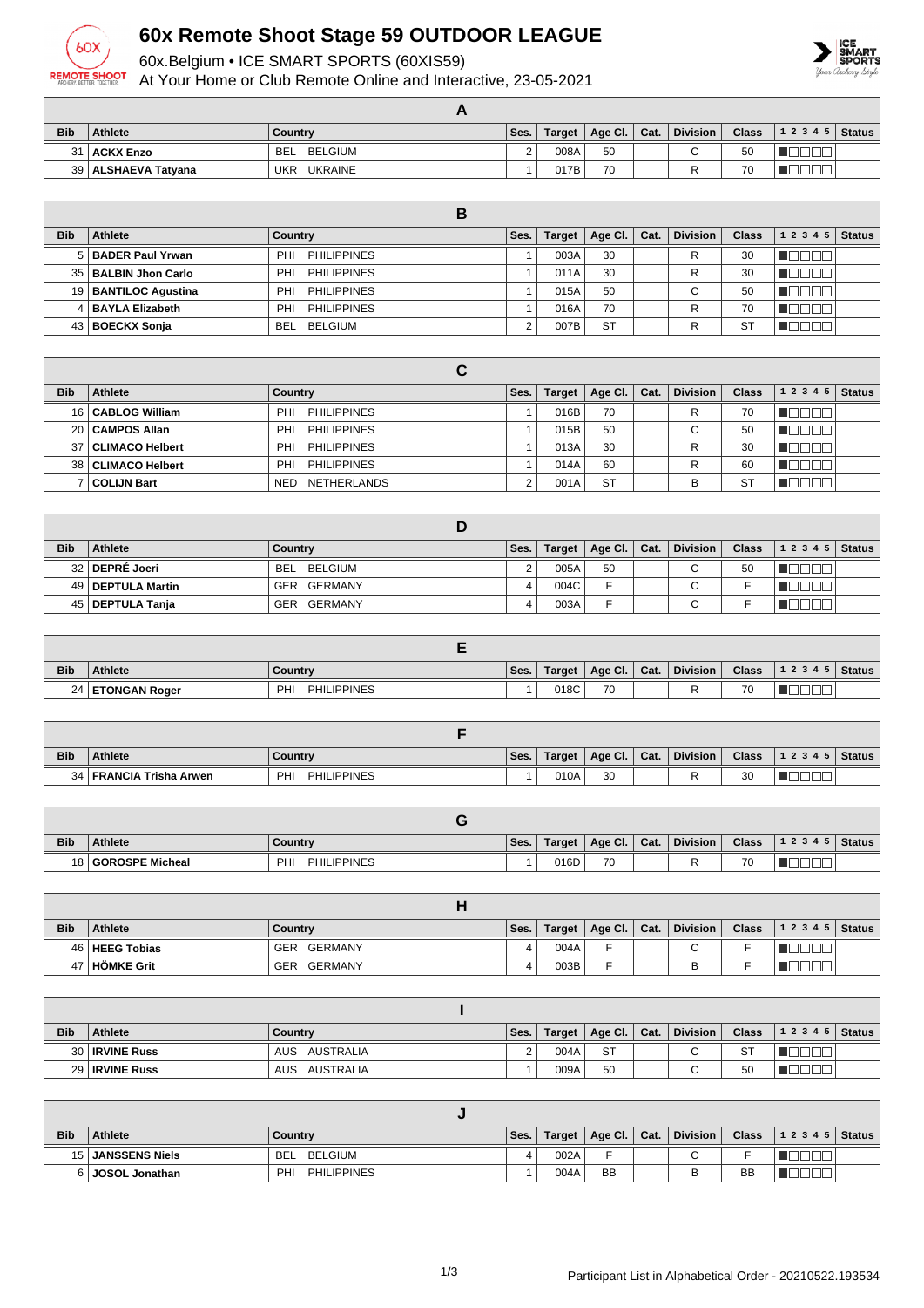# 60x Remote Shoot Stage 59 OUTDOOR LEAGUE

60x.Belgium • ICE SMART SPORTS (60XIS59)

At Your Home or Club Remote Online and Interactive, 23-05-2021

## A

| Bib | Athlete | Country | Ses. | Target | Age Cl. | Cat. | Division | Class | 1 2 3 4 5 | Status |
|---|---|---|---|---|---|---|---|---|---|---|
| 31 | **ACKX Enzo** | BEL BELGIUM | 2 | 008A | 50 | | C | 50 | | |
| 39 | **ALSHAEVA Tatyana** | UKR UKRAINE | 1 | 017B | 70 | | R | 70 | | |

## B

| Bib | Athlete | Country | Ses. | Target | Age Cl. | Cat. | Division | Class | 1 2 3 4 5 | Status |
|---|---|---|---|---|---|---|---|---|---|---|
| 5 | **BADER Paul Yrwan** | PHI PHILIPPINES | 1 | 003A | 30 | | R | 30 | | |
| 35 | **BALBIN Jhon Carlo** | PHI PHILIPPINES | 1 | 011A | 30 | | R | 30 | | |
| 19 | **BANTILOC Agustina** | PHI PHILIPPINES | 1 | 015A | 50 | | C | 50 | | |
| 4 | **BAYLA Elizabeth** | PHI PHILIPPINES | 1 | 016A | 70 | | R | 70 | | |
| 43 | **BOECKX Sonja** | BEL BELGIUM | 2 | 007B | ST | | R | ST | | |

## C

| Bib | Athlete | Country | Ses. | Target | Age Cl. | Cat. | Division | Class | 1 2 3 4 5 | Status |
|---|---|---|---|---|---|---|---|---|---|---|
| 16 | **CABLOG William** | PHI PHILIPPINES | 1 | 016B | 70 | | R | 70 | | |
| 20 | **CAMPOS Allan** | PHI PHILIPPINES | 1 | 015B | 50 | | C | 50 | | |
| 37 | **CLIMACO Helbert** | PHI PHILIPPINES | 1 | 013A | 30 | | R | 30 | | |
| 38 | **CLIMACO Helbert** | PHI PHILIPPINES | 1 | 014A | 60 | | R | 60 | | |
| 7 | **COLIJN Bart** | NED NETHERLANDS | 2 | 001A | ST | | B | ST | | |

## D

| Bib | Athlete | Country | Ses. | Target | Age Cl. | Cat. | Division | Class | 1 2 3 4 5 | Status |
|---|---|---|---|---|---|---|---|---|---|---|
| 32 | **DEPRÉ Joeri** | BEL BELGIUM | 2 | 005A | 50 | | C | 50 | | |
| 49 | **DEPTULA Martin** | GER GERMANY | 4 | 004C | F | | C | F | | |
| 45 | **DEPTULA Tanja** | GER GERMANY | 4 | 003A | F | | C | F | | |

## E

| Bib | Athlete | Country | Ses. | Target | Age Cl. | Cat. | Division | Class | 1 2 3 4 5 | Status |
|---|---|---|---|---|---|---|---|---|---|---|
| 24 | **ETONGAN Roger** | PHI PHILIPPINES | 1 | 018C | 70 | | R | 70 | | |

## F

| Bib | Athlete | Country | Ses. | Target | Age Cl. | Cat. | Division | Class | 1 2 3 4 5 | Status |
|---|---|---|---|---|---|---|---|---|---|---|
| 34 | **FRANCIA Trisha Arwen** | PHI PHILIPPINES | 1 | 010A | 30 | | R | 30 | | |

## G

| Bib | Athlete | Country | Ses. | Target | Age Cl. | Cat. | Division | Class | 1 2 3 4 5 | Status |
|---|---|---|---|---|---|---|---|---|---|---|
| 18 | **GOROSPE Micheal** | PHI PHILIPPINES | 1 | 016D | 70 | | R | 70 | | |

## H

| Bib | Athlete | Country | Ses. | Target | Age Cl. | Cat. | Division | Class | 1 2 3 4 5 | Status |
|---|---|---|---|---|---|---|---|---|---|---|
| 46 | **HEEG Tobias** | GER GERMANY | 4 | 004A | F | | C | F | | |
| 47 | **HÖMKE Grit** | GER GERMANY | 4 | 003B | F | | B | F | | |

## I

| Bib | Athlete | Country | Ses. | Target | Age Cl. | Cat. | Division | Class | 1 2 3 4 5 | Status |
|---|---|---|---|---|---|---|---|---|---|---|
| 30 | **IRVINE Russ** | AUS AUSTRALIA | 2 | 004A | ST | | C | ST | | |
| 29 | **IRVINE Russ** | AUS AUSTRALIA | 1 | 009A | 50 | | C | 50 | | |

## J

| Bib | Athlete | Country | Ses. | Target | Age Cl. | Cat. | Division | Class | 1 2 3 4 5 | Status |
|---|---|---|---|---|---|---|---|---|---|---|
| 15 | **JANSSENS Niels** | BEL BELGIUM | 4 | 002A | F | | C | F | | |
| 6 | **JOSOL Jonathan** | PHI PHILIPPINES | 1 | 004A | BB | | B | BB | | |

Participant List in Alphabetical Order - 20210522.193534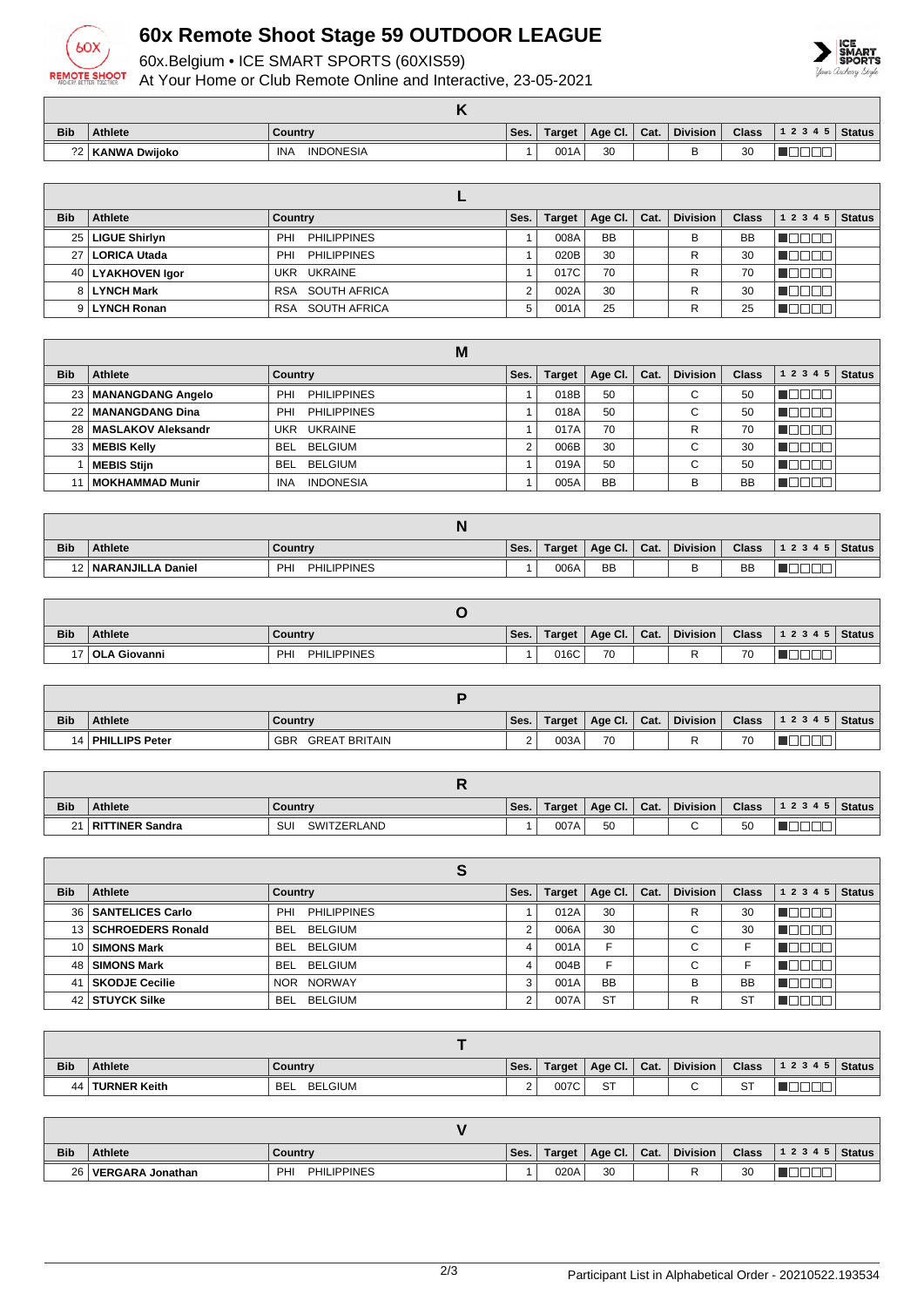# 60x Remote Shoot Stage 59 OUTDOOR LEAGUE

60x.Belgium • ICE SMART SPORTS (60XIS59)

At Your Home or Club Remote Online and Interactive, 23-05-2021

## K

| Bib | Athlete | Country | Ses. | Target | Age Cl. | Cat. | Division | Class | 1 2 3 4 5 | Status |
|---|---|---|---|---|---|---|---|---|---|---|
| ?2 | **KANWA Dwijoko** | INA INDONESIA | 1 | 001A | 30 | | B | 30 | ■□□□□ | |

## L

| Bib | Athlete | Country | Ses. | Target | Age Cl. | Cat. | Division | Class | 1 2 3 4 5 | Status |
|---|---|---|---|---|---|---|---|---|---|---|
| 25 | **LIGUE Shirlyn** | PHI PHILIPPINES | 1 | 008A | BB | | B | BB | ■□□□□ | |
| 27 | **LORICA Utada** | PHI PHILIPPINES | 1 | 020B | 30 | | R | 30 | ■□□□□ | |
| 40 | **LYAKHOVEN Igor** | UKR UKRAINE | 1 | 017C | 70 | | R | 70 | ■□□□□ | |
| 8 | **LYNCH Mark** | RSA SOUTH AFRICA | 2 | 002A | 30 | | R | 30 | ■□□□□ | |
| 9 | **LYNCH Ronan** | RSA SOUTH AFRICA | 5 | 001A | 25 | | R | 25 | ■□□□□ | |

## M

| Bib | Athlete | Country | Ses. | Target | Age Cl. | Cat. | Division | Class | 1 2 3 4 5 | Status |
|---|---|---|---|---|---|---|---|---|---|---|
| 23 | **MANANGDANG Angelo** | PHI PHILIPPINES | 1 | 018B | 50 | | C | 50 | ■□□□□ | |
| 22 | **MANANGDANG Dina** | PHI PHILIPPINES | 1 | 018A | 50 | | C | 50 | ■□□□□ | |
| 28 | **MASLAKOV Aleksandr** | UKR UKRAINE | 1 | 017A | 70 | | R | 70 | ■□□□□ | |
| 33 | **MEBIS Kelly** | BEL BELGIUM | 2 | 006B | 30 | | C | 30 | ■□□□□ | |
| 1 | **MEBIS Stijn** | BEL BELGIUM | 1 | 019A | 50 | | C | 50 | ■□□□□ | |
| 11 | **MOKHAMMAD Munir** | INA INDONESIA | 1 | 005A | BB | | B | BB | ■□□□□ | |

## N

| Bib | Athlete | Country | Ses. | Target | Age Cl. | Cat. | Division | Class | 1 2 3 4 5 | Status |
|---|---|---|---|---|---|---|---|---|---|---|
| 12 | **NARANJILLA Daniel** | PHI PHILIPPINES | 1 | 006A | BB | | B | BB | ■□□□□ | |

## O

| Bib | Athlete | Country | Ses. | Target | Age Cl. | Cat. | Division | Class | 1 2 3 4 5 | Status |
|---|---|---|---|---|---|---|---|---|---|---|
| 17 | **OLA Giovanni** | PHI PHILIPPINES | 1 | 016C | 70 | | R | 70 | ■□□□□ | |

## P

| Bib | Athlete | Country | Ses. | Target | Age Cl. | Cat. | Division | Class | 1 2 3 4 5 | Status |
|---|---|---|---|---|---|---|---|---|---|---|
| 14 | **PHILLIPS Peter** | GBR GREAT BRITAIN | 2 | 003A | 70 | | R | 70 | ■□□□□ | |

## R

| Bib | Athlete | Country | Ses. | Target | Age Cl. | Cat. | Division | Class | 1 2 3 4 5 | Status |
|---|---|---|---|---|---|---|---|---|---|---|
| 21 | **RITTINER Sandra** | SUI SWITZERLAND | 1 | 007A | 50 | | C | 50 | ■□□□□ | |

## S

| Bib | Athlete | Country | Ses. | Target | Age Cl. | Cat. | Division | Class | 1 2 3 4 5 | Status |
|---|---|---|---|---|---|---|---|---|---|---|
| 36 | **SANTELICES Carlo** | PHI PHILIPPINES | 1 | 012A | 30 | | R | 30 | ■□□□□ | |
| 13 | **SCHROEDERS Ronald** | BEL BELGIUM | 2 | 006A | 30 | | C | 30 | ■□□□□ | |
| 10 | **SIMONS Mark** | BEL BELGIUM | 4 | 001A | F | | C | F | ■□□□□ | |
| 48 | **SIMONS Mark** | BEL BELGIUM | 4 | 004B | F | | C | F | ■□□□□ | |
| 41 | **SKODJE Cecilie** | NOR NORWAY | 3 | 001A | BB | | B | BB | ■□□□□ | |
| 42 | **STUYCK Silke** | BEL BELGIUM | 2 | 007A | ST | | R | ST | ■□□□□ | |

## T

| Bib | Athlete | Country | Ses. | Target | Age Cl. | Cat. | Division | Class | 1 2 3 4 5 | Status |
|---|---|---|---|---|---|---|---|---|---|---|
| 44 | **TURNER Keith** | BEL BELGIUM | 2 | 007C | ST | | C | ST | ■□□□□ | |

## V

| Bib | Athlete | Country | Ses. | Target | Age Cl. | Cat. | Division | Class | 1 2 3 4 5 | Status |
|---|---|---|---|---|---|---|---|---|---|---|
| 26 | **VERGARA Jonathan** | PHI PHILIPPINES | 1 | 020A | 30 | | R | 30 | ■□□□□ | |

Participant List in Alphabetical Order - 20210522.193534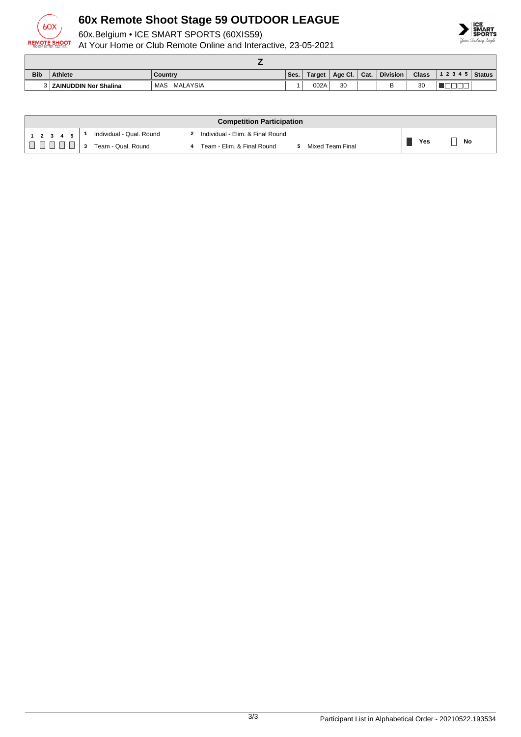# 60x Remote Shoot Stage 59 OUTDOOR LEAGUE

60x.Belgium • ICE SMART SPORTS (60XIS59)

At Your Home or Club Remote Online and Interactive, 23-05-2021

## Z

| Bib | Athlete | Country | Ses. | Target | Age Cl. | Cat. | Division | Class | 1 2 3 4 5 | Status |
|---|---|---|---|---|---|---|---|---|---|---|
| 3 | **ZAINUDDIN Nor Shalina** | MAS MALAYSIA | 1 | 002A | 30 | | B | 30 | ■□□□□ | |

| Competition Participation | | | | |
|---|---|---|---|---|
| 1 2 3 4 5 | 1 Individual - Qual. Round | 2 Individual - Elim. & Final Round | | ■ Yes □ No |
| □ □ □ □ □ | 3 Team - Qual. Round | 4 Team - Elim. & Final Round | 5 Mixed Team Final | |

Participant List in Alphabetical Order - 20210522.193534